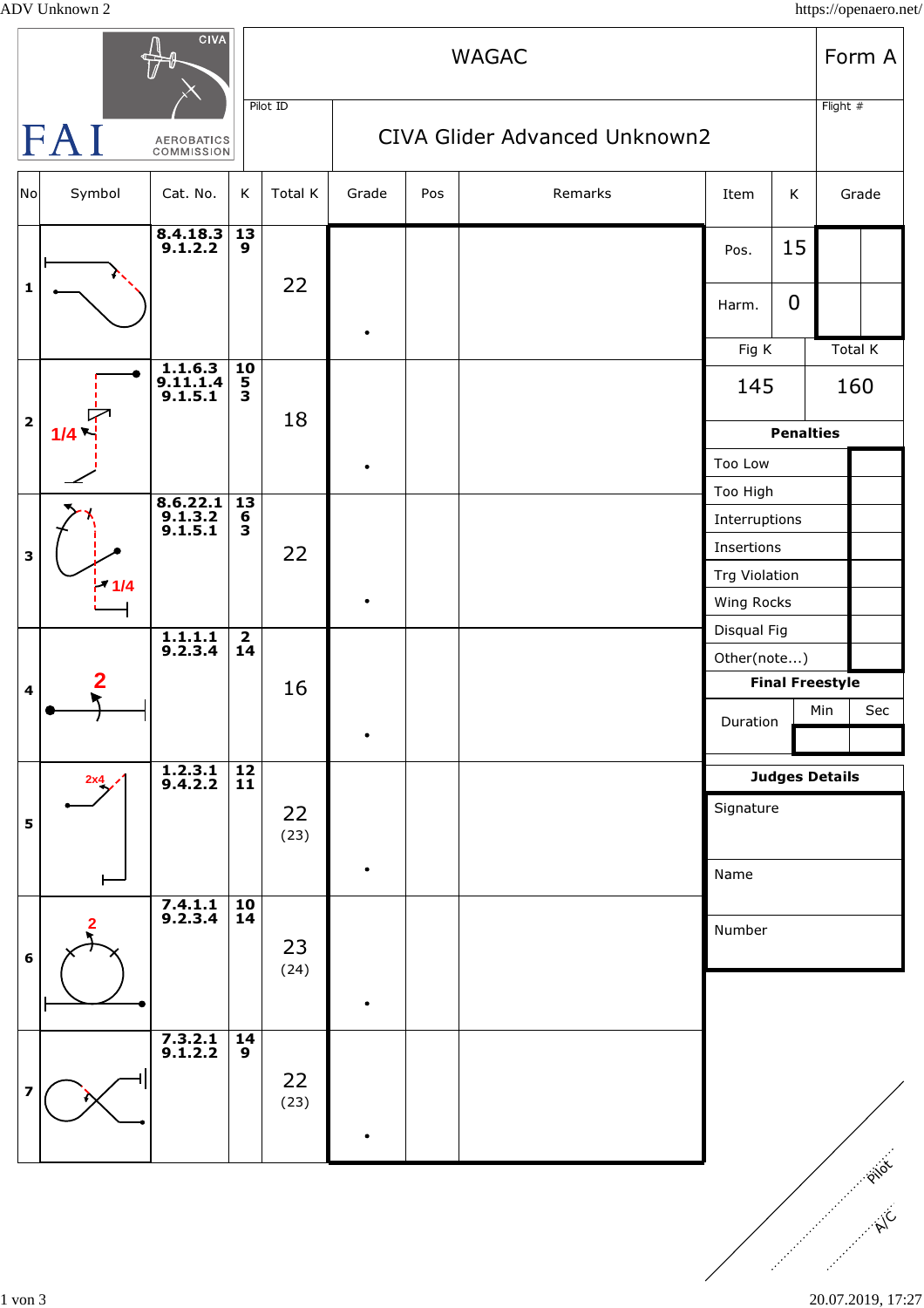# WAGAC

**Form A**

Pilot ID

## CIVA Glider Advanced Unknown2

Flight #

| No | Symbol | Cat. No. | K | Total K | Grade | Pos | Remarks |
|---|---|---|---|---|---|---|---|
| 1 | | 8.4.18.3<br>9.1.2.2 | 13<br>9 | 22 | . | | |
| 2 | 1/4 | 1.1.6.3<br>9.11.1.4<br>9.1.5.1 | 10<br>5<br>3 | 18 | . | | |
| 3 | 1/4 | 8.6.22.1<br>9.1.3.2<br>9.1.5.1 | 13<br>6<br>3 | 22 | . | | |
| 4 | 2 | 1.1.1.1<br>9.2.3.4 | 2<br>14 | 16 | . | | |
| 5 | 2x4 | 1.2.3.1<br>9.4.2.2 | 12<br>11 | 22<br>(23) | . | | |
| 6 | 2 | 7.4.1.1<br>9.2.3.4 | 10<br>14 | 23<br>(24) | . | | |
| 7 | | 7.3.2.1<br>9.1.2.2 | 14<br>9 | 22<br>(23) | . | | |

| Item | K | Grade |
|---|---|---|
| Pos. | 15 | |
| Harm. | 0 | |

| Fig K | Total K |
|---|---|
| 145 | 160 |

**Penalties**

| | |
|---|---|
| Too Low | |
| Too High | |
| Interruptions | |
| Insertions | |
| Trg Violation | |
| Wing Rocks | |
| Disqual Fig | |
| Other(note...) | |

**Final Freestyle**

| | Min | Sec |
|---|---|---|
| Duration | | |

**Judges Details**

Signature

Name

Number

Pilot

A/C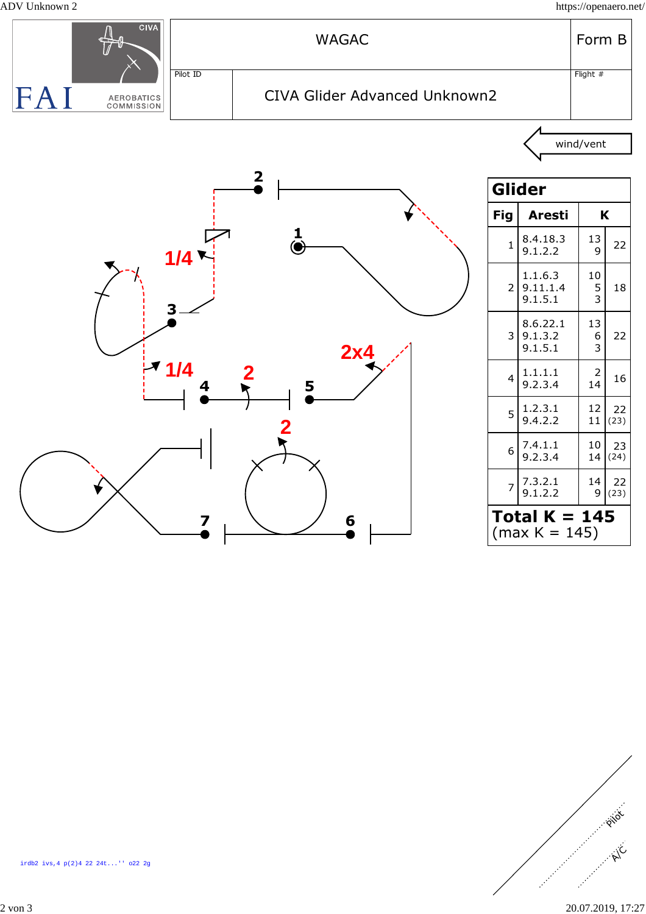| WAGAC | Form B |
|---|---|
| Pilot ID: CIVA Glider Advanced Unknown2 | Flight # |

wind/vent

1/4

1/4

2

2x4

2

## Glider

| Fig | Aresti | K | |
|---|---|---|---|
| 1 | 8.4.18.3<br>9.1.2.2 | 13<br>9 | 22 |
| 2 | 1.1.6.3<br>9.11.1.4<br>9.1.5.1 | 10<br>5<br>3 | 18 |
| 3 | 8.6.22.1<br>9.1.3.2<br>9.1.5.1 | 13<br>6<br>3 | 22 |
| 4 | 1.1.1.1<br>9.2.3.4 | 2<br>14 | 16 |
| 5 | 1.2.3.1<br>9.4.2.2 | 12<br>11 | 22<br>(23) |
| 6 | 7.4.1.1<br>9.2.3.4 | 10<br>14 | 23<br>(24) |
| 7 | 7.3.2.1<br>9.1.2.2 | 14<br>9 | 22<br>(23) |

**Total K = 145**
(max K = 145)

irdb2 ivs,4 p(2)4 22 24t...'' o22 2g

Pilot

A/C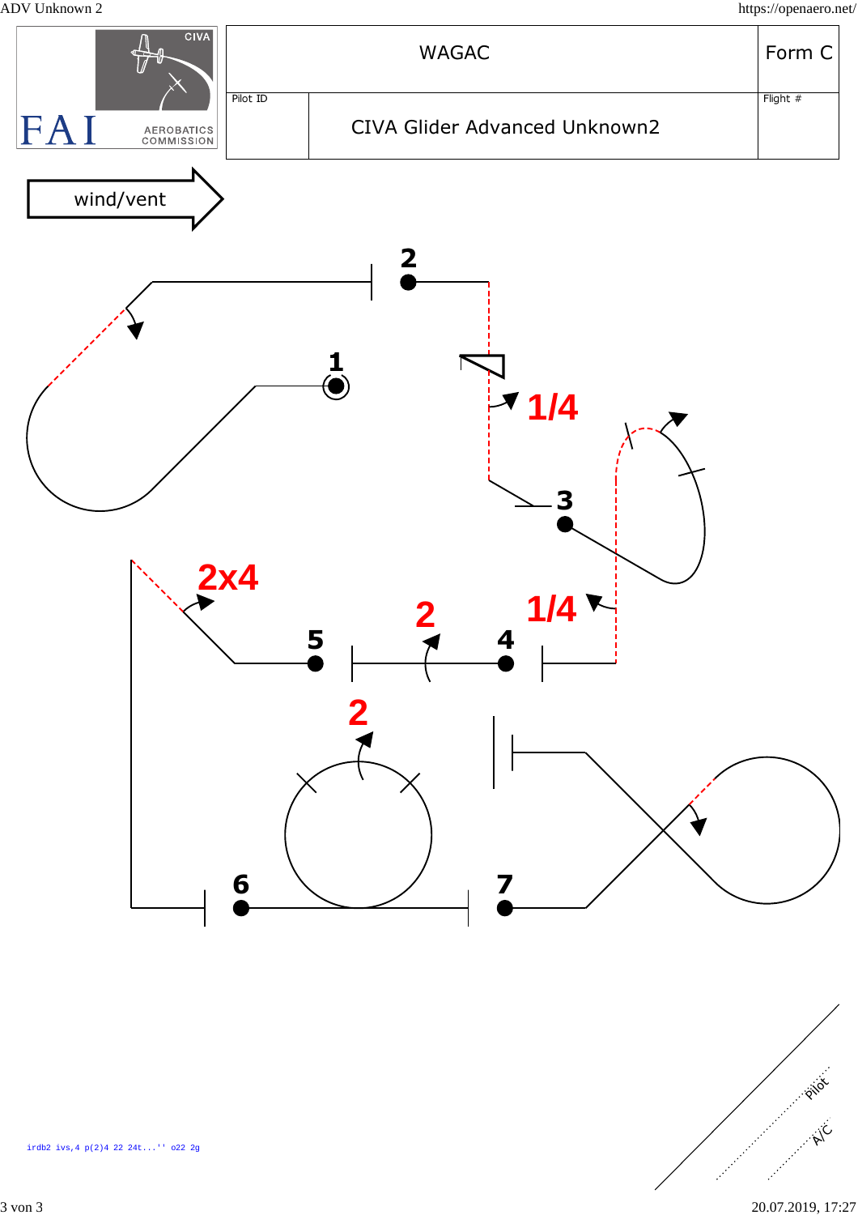WAGAC | Form C

Pilot ID | CIVA Glider Advanced Unknown2 | Flight #

wind/vent

2

1

1/4

3

2x4

2

1/4

5

4

2

6

7

irdb2 ivs,4 p(2)4 22 24t...'' o22 2g

Pilot

A/C